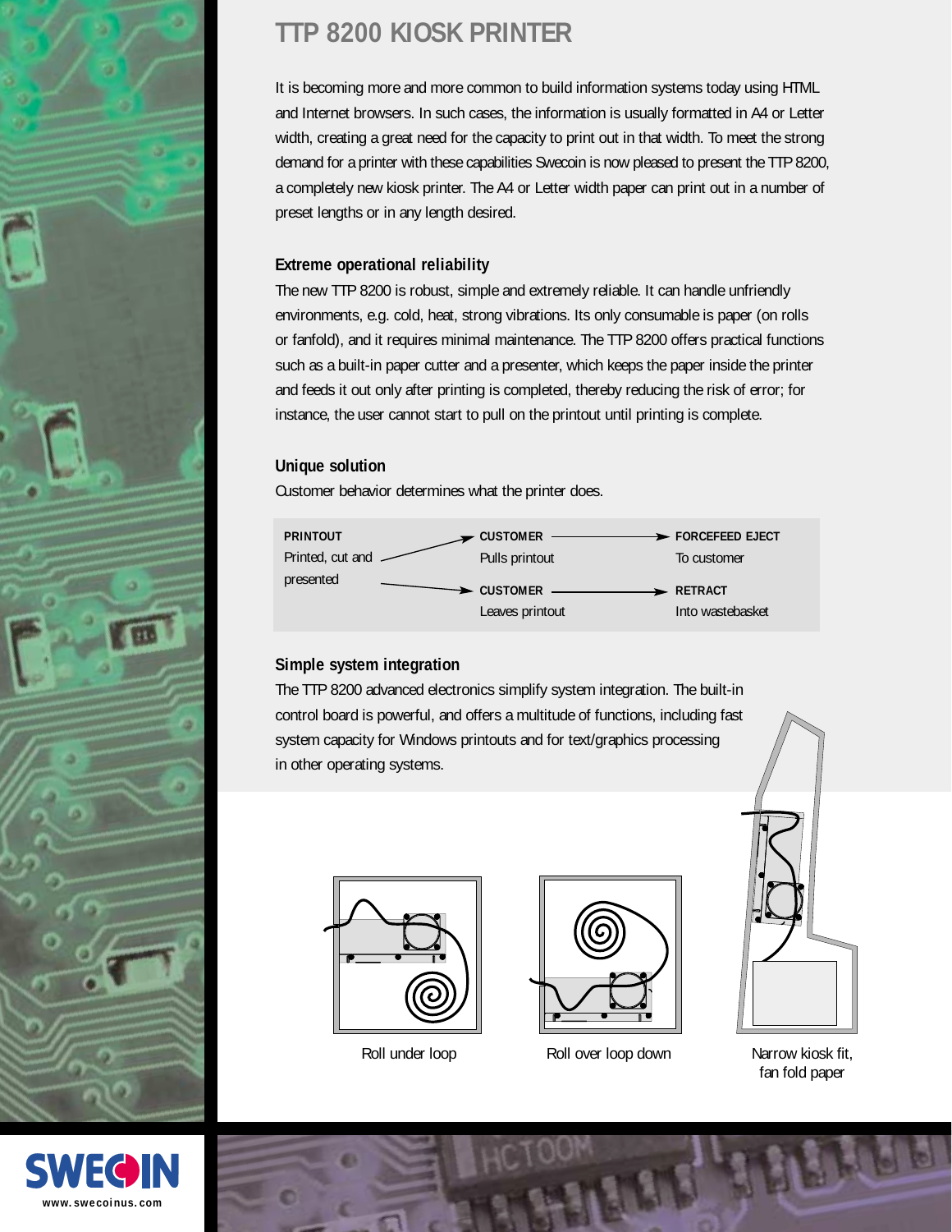# TTP 8200 KIOSK PRINTER

It is becoming more and more common to build information systems today using HTML and Internet browsers. In such cases, the information is usually formatted in A4 or Letter width, creating a great need for the capacity to print out in that width. To meet the strong demand for a printer with these capabilities Swecoin is now pleased to present the TTP 8200, a completely new kiosk printer. The A4 or Letter width paper can print out in a number of preset lengths or in any length desired.

## Extreme operational reliability

The new TTP 8200 is robust, simple and extremely reliable. It can handle unfriendly environments, e.g. cold, heat, strong vibrations. Its only consumable is paper (on rolls or fanfold), and it requires minimal maintenance. The TTP 8200 offers practical functions such as a built-in paper cutter and a presenter, which keeps the paper inside the printer and feeds it out only after printing is completed, thereby reducing the risk of error; for instance, the user cannot start to pull on the printout until printing is complete.

## Unique solution

Customer behavior determines what the printer does.

| | | |
|---|---|---|
| **PRINTOUT** Printed, cut and presented → | **CUSTOMER** Pulls printout → | **FORCEFEED EJECT** To customer |
| | **CUSTOMER** Leaves printout → | **RETRACT** Into wastebasket |

## Simple system integration

The TTP 8200 advanced electronics simplify system integration. The built-in control board is powerful, and offers a multitude of functions, including fast system capacity for Windows printouts and for text/graphics processing in other operating systems.

Roll under loop

Roll over loop down

Narrow kiosk fit, fan fold paper

SWECOIN
www.swecoinus.com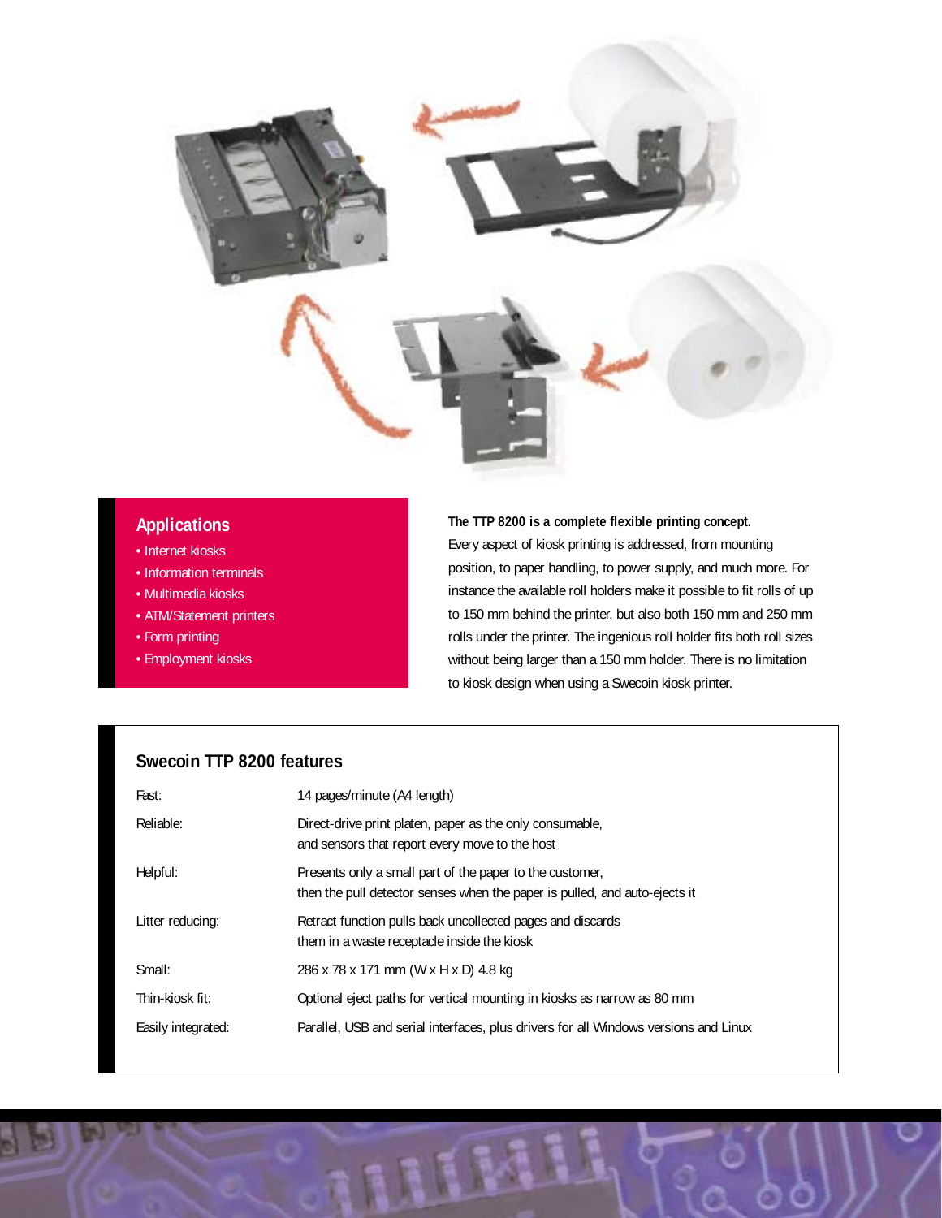## Applications

- Internet kiosks
- Information terminals
- Multimedia kiosks
- ATM/Statement printers
- Form printing
- Employment kiosks

**The TTP 8200 is a complete flexible printing concept.** Every aspect of kiosk printing is addressed, from mounting position, to paper handling, to power supply, and much more. For instance the available roll holders make it possible to fit rolls of up to 150 mm behind the printer, but also both 150 mm and 250 mm rolls under the printer. The ingenious roll holder fits both roll sizes without being larger than a 150 mm holder. There is no limitation to kiosk design when using a Swecoin kiosk printer.

## Swecoin TTP 8200 features

| | |
|---|---|
| Fast: | 14 pages/minute (A4 length) |
| Reliable: | Direct-drive print platen, paper as the only consumable, and sensors that report every move to the host |
| Helpful: | Presents only a small part of the paper to the customer, then the pull detector senses when the paper is pulled, and auto-ejects it |
| Litter reducing: | Retract function pulls back uncollected pages and discards them in a waste receptacle inside the kiosk |
| Small: | 286 x 78 x 171 mm (W x H x D) 4.8 kg |
| Thin-kiosk fit: | Optional eject paths for vertical mounting in kiosks as narrow as 80 mm |
| Easily integrated: | Parallel, USB and serial interfaces, plus drivers for all Windows versions and Linux |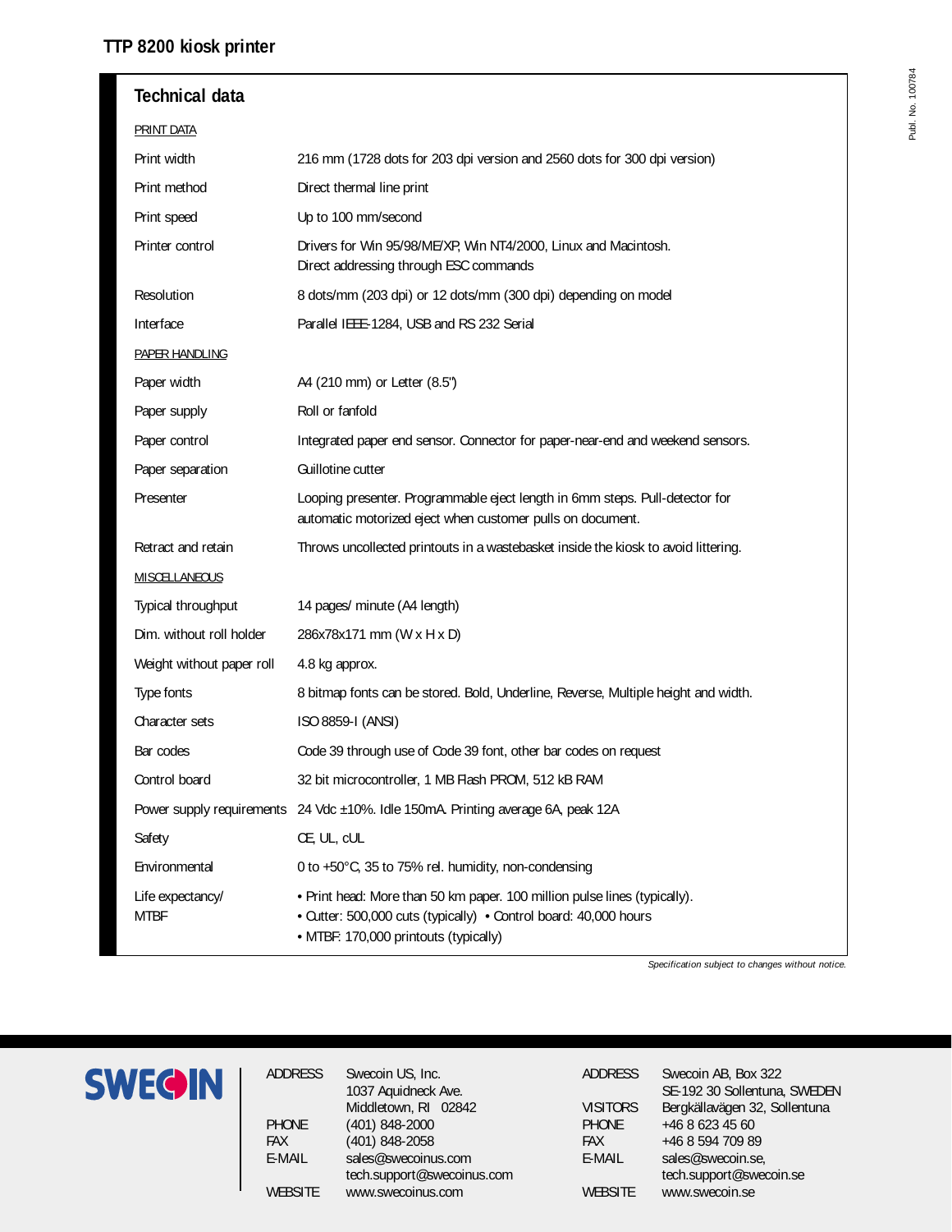# TTP 8200 kiosk printer

## Technical data

| | |
|---|---|
| PRINT DATA | |
| Print width | 216 mm (1728 dots for 203 dpi version and 2560 dots for 300 dpi version) |
| Print method | Direct thermal line print |
| Print speed | Up to 100 mm/second |
| Printer control | Drivers for Win 95/98/ME/XP, Win NT4/2000, Linux and Macintosh. Direct addressing through ESC commands |
| Resolution | 8 dots/mm (203 dpi) or 12 dots/mm (300 dpi) depending on model |
| Interface | Parallel IEEE-1284, USB and RS 232 Serial |
| PAPER HANDLING | |
| Paper width | A4 (210 mm) or Letter (8.5") |
| Paper supply | Roll or fanfold |
| Paper control | Integrated paper end sensor. Connector for paper-near-end and weekend sensors. |
| Paper separation | Guillotine cutter |
| Presenter | Looping presenter. Programmable eject length in 6mm steps. Pull-detector for automatic motorized eject when customer pulls on document. |
| Retract and retain | Throws uncollected printouts in a wastebasket inside the kiosk to avoid littering. |
| MISCELLANEOUS | |
| Typical throughput | 14 pages/ minute (A4 length) |
| Dim. without roll holder | 286x78x171 mm (W x H x D) |
| Weight without paper roll | 4.8 kg approx. |
| Type fonts | 8 bitmap fonts can be stored. Bold, Underline, Reverse, Multiple height and width. |
| Character sets | ISO 8859-I (ANSI) |
| Bar codes | Code 39 through use of Code 39 font, other bar codes on request |
| Control board | 32 bit microcontroller, 1 MB Flash PROM, 512 kB RAM |
| Power supply requirements | 24 Vdc ±10%. Idle 150mA. Printing average 6A, peak 12A |
| Safety | CE, UL, cUL |
| Environmental | 0 to +50°C, 35 to 75% rel. humidity, non-condensing |
| Life expectancy/ MTBF | • Print head: More than 50 km paper. 100 million pulse lines (typically). • Cutter: 500,000 cuts (typically) • Control board: 40,000 hours • MTBF: 170,000 printouts (typically) |

*Specification subject to changes without notice.*

**SWECOIN**

| | |
|---|---|
| ADDRESS | Swecoin US, Inc. 1037 Aquidneck Ave. Middletown, RI 02842 |
| PHONE | (401) 848-2000 |
| FAX | (401) 848-2058 |
| E-MAIL | sales@swecoinus.com tech.support@swecoinus.com |
| WEBSITE | www.swecoinus.com |

| | |
|---|---|
| ADDRESS | Swecoin AB, Box 322 SE-192 30 Sollentuna, SWEDEN |
| VISITORS | Bergkällavägen 32, Sollentuna |
| PHONE | +46 8 623 45 60 |
| FAX | +46 8 594 709 89 |
| E-MAIL | sales@swecoin.se, tech.support@swecoin.se |
| WEBSITE | www.swecoin.se |

Publ. No. 100784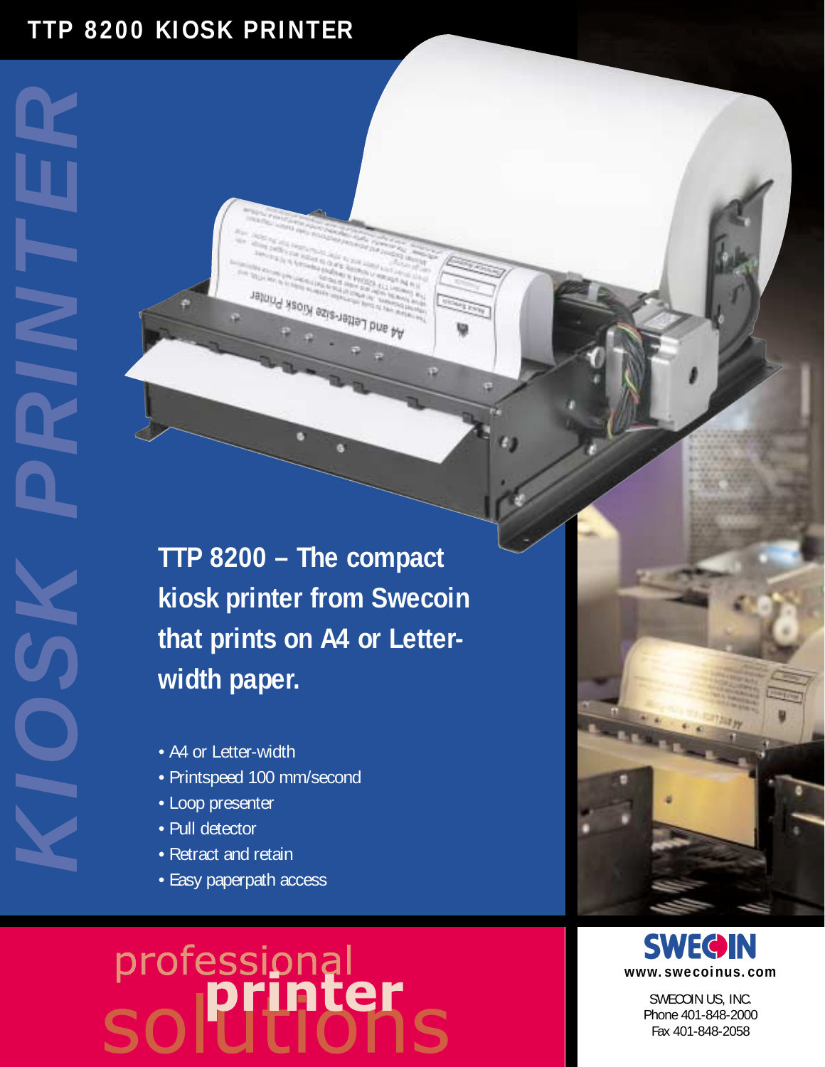# TTP 8200 KIOSK PRINTER

KIOSK PRINTER

**TTP 8200 – The compact kiosk printer from Swecoin that prints on A4 or Letter-width paper.**

- A4 or Letter-width
- Printspeed 100 mm/second
- Loop presenter
- Pull detector
- Retract and retain
- Easy paperpath access

professional **printer** solutions

SWECOIN

**www.swecoinus.com**

SWECOIN US, INC.
Phone 401-848-2000
Fax 401-848-2058